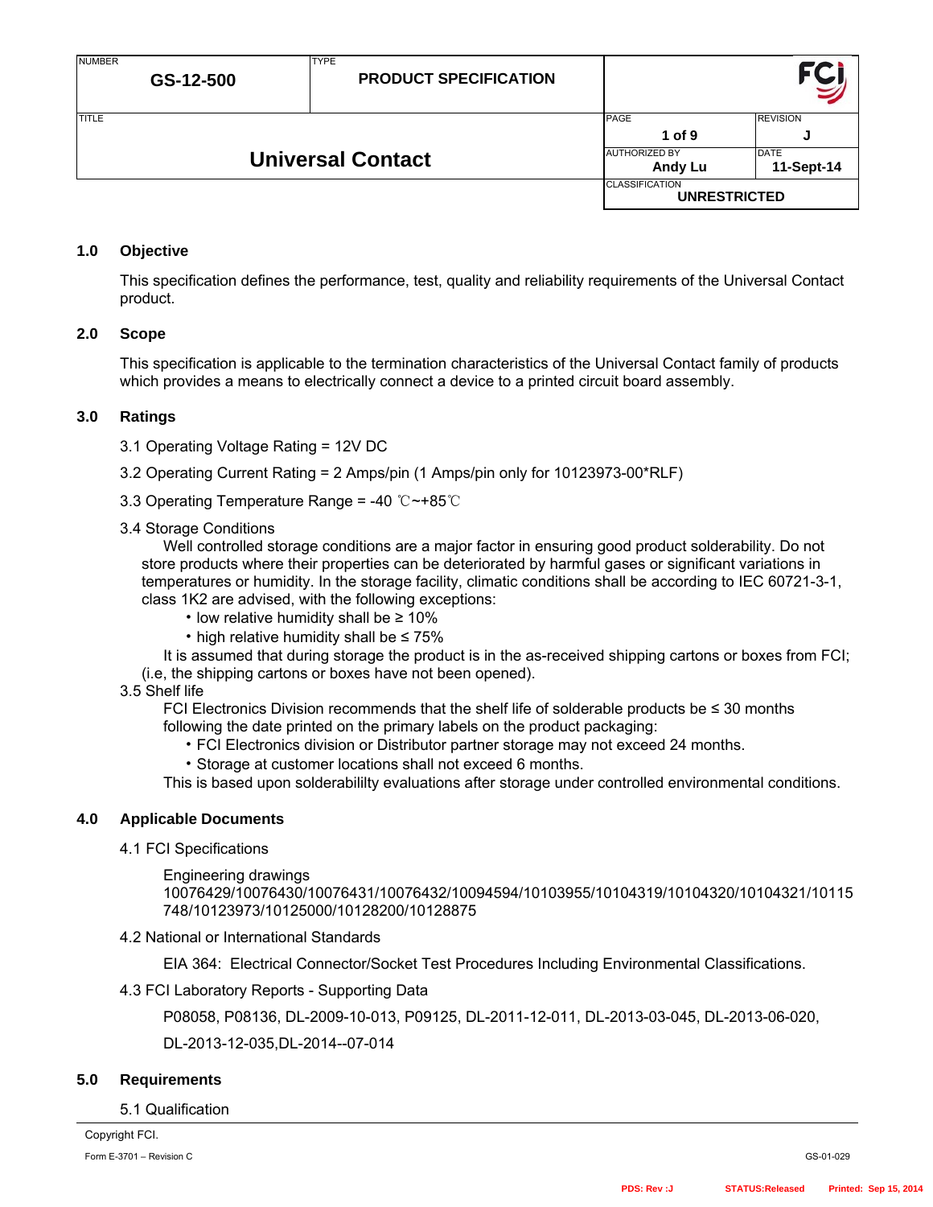| NUMBER GS-12-500 | TYPE PRODUCT SPECIFICATION | | |
|---|---|---|---|
| TITLE | | PAGE 1 of 9 | REVISION J |
| **Universal Contact** | | AUTHORIZED BY Andy Lu | DATE 11-Sept-14 |
| | | CLASSIFICATION UNRESTRICTED | |

## 1.0 Objective

This specification defines the performance, test, quality and reliability requirements of the Universal Contact product.

## 2.0 Scope

This specification is applicable to the termination characteristics of the Universal Contact family of products which provides a means to electrically connect a device to a printed circuit board assembly.

## 3.0 Ratings

3.1 Operating Voltage Rating = 12V DC

3.2 Operating Current Rating = 2 Amps/pin (1 Amps/pin only for 10123973-00*RLF)

3.3 Operating Temperature Range = -40 ℃~+85℃

3.4 Storage Conditions

Well controlled storage conditions are a major factor in ensuring good product solderability. Do not store products where their properties can be deteriorated by harmful gases or significant variations in temperatures or humidity. In the storage facility, climatic conditions shall be according to IEC 60721-3-1, class 1K2 are advised, with the following exceptions:

- low relative humidity shall be ≥ 10%
- high relative humidity shall be ≤ 75%

It is assumed that during storage the product is in the as-received shipping cartons or boxes from FCI; (i.e, the shipping cartons or boxes have not been opened).

3.5 Shelf life

FCI Electronics Division recommends that the shelf life of solderable products be ≤ 30 months following the date printed on the primary labels on the product packaging:

- FCI Electronics division or Distributor partner storage may not exceed 24 months.
- Storage at customer locations shall not exceed 6 months.

This is based upon solderabilility evaluations after storage under controlled environmental conditions.

## 4.0 Applicable Documents

4.1 FCI Specifications

Engineering drawings
10076429/10076430/10076431/10076432/10094594/10103955/10104319/10104320/10104321/10115748/10123973/10125000/10128200/10128875

4.2 National or International Standards

EIA 364: Electrical Connector/Socket Test Procedures Including Environmental Classifications.

4.3 FCI Laboratory Reports - Supporting Data

P08058, P08136, DL-2009-10-013, P09125, DL-2011-12-011, DL-2013-03-045, DL-2013-06-020,

DL-2013-12-035,DL-2014--07-014

## 5.0 Requirements

5.1 Qualification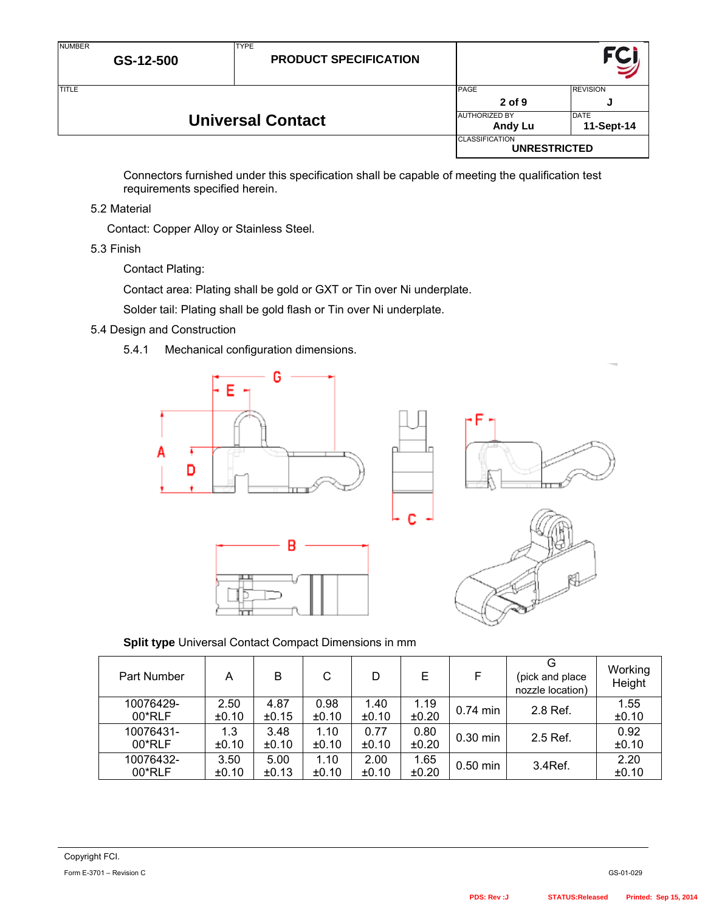Connectors furnished under this specification shall be capable of meeting the qualification test requirements specified herein.

5.2 Material

Contact: Copper Alloy or Stainless Steel.

5.3 Finish

Contact Plating:

Contact area: Plating shall be gold or GXT or Tin over Ni underplate.

Solder tail: Plating shall be gold flash or Tin over Ni underplate.

5.4 Design and Construction

5.4.1 Mechanical configuration dimensions.

**Split type** Universal Contact Compact Dimensions in mm

| Part Number | A | B | C | D | E | F | G (pick and place nozzle location) | Working Height |
|---|---|---|---|---|---|---|---|---|
| 10076429-00*RLF | 2.50 ±0.10 | 4.87 ±0.15 | 0.98 ±0.10 | 1.40 ±0.10 | 1.19 ±0.20 | 0.74 min | 2.8 Ref. | 1.55 ±0.10 |
| 10076431-00*RLF | 1.3 ±0.10 | 3.48 ±0.10 | 1.10 ±0.10 | 0.77 ±0.10 | 0.80 ±0.20 | 0.30 min | 2.5 Ref. | 0.92 ±0.10 |
| 10076432-00*RLF | 3.50 ±0.10 | 5.00 ±0.13 | 1.10 ±0.10 | 2.00 ±0.10 | 1.65 ±0.20 | 0.50 min | 3.4Ref. | 2.20 ±0.10 |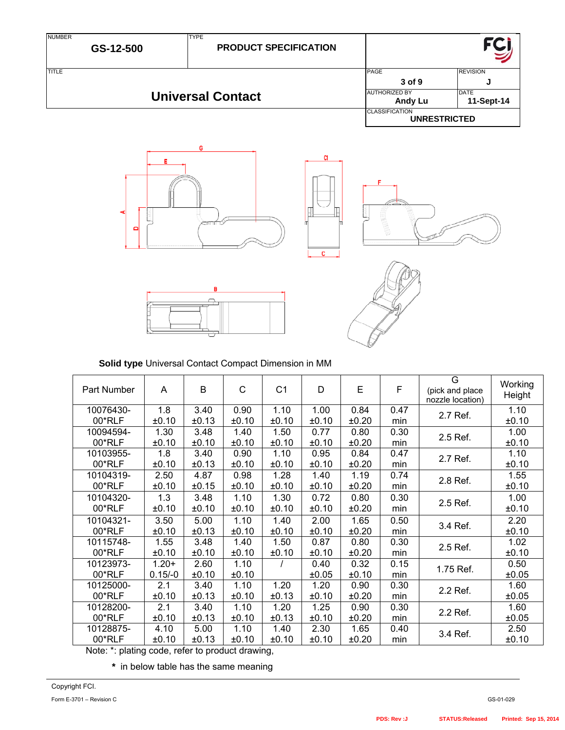**Solid type** Universal Contact Compact Dimension in MM

| Part Number | A | B | C | C1 | D | E | F | G (pick and place nozzle location) | Working Height |
|---|---|---|---|---|---|---|---|---|---|
| 10076430-00*RLF | 1.8 ±0.10 | 3.40 ±0.13 | 0.90 ±0.10 | 1.10 ±0.10 | 1.00 ±0.10 | 0.84 ±0.20 | 0.47 min | 2.7 Ref. | 1.10 ±0.10 |
| 10094594-00*RLF | 1.30 ±0.10 | 3.48 ±0.10 | 1.40 ±0.10 | 1.50 ±0.10 | 0.77 ±0.10 | 0.80 ±0.20 | 0.30 min | 2.5 Ref. | 1.00 ±0.10 |
| 10103955-00*RLF | 1.8 ±0.10 | 3.40 ±0.13 | 0.90 ±0.10 | 1.10 ±0.10 | 0.95 ±0.10 | 0.84 ±0.20 | 0.47 min | 2.7 Ref. | 1.10 ±0.10 |
| 10104319-00*RLF | 2.50 ±0.10 | 4.87 ±0.15 | 0.98 ±0.10 | 1.28 ±0.10 | 1.40 ±0.10 | 1.19 ±0.20 | 0.74 min | 2.8 Ref. | 1.55 ±0.10 |
| 10104320-00*RLF | 1.3 ±0.10 | 3.48 ±0.10 | 1.10 ±0.10 | 1.30 ±0.10 | 0.72 ±0.10 | 0.80 ±0.20 | 0.30 min | 2.5 Ref. | 1.00 ±0.10 |
| 10104321-00*RLF | 3.50 ±0.10 | 5.00 ±0.13 | 1.10 ±0.10 | 1.40 ±0.10 | 2.00 ±0.10 | 1.65 ±0.20 | 0.50 min | 3.4 Ref. | 2.20 ±0.10 |
| 10115748-00*RLF | 1.55 ±0.10 | 3.48 ±0.10 | 1.40 ±0.10 | 1.50 ±0.10 | 0.87 ±0.10 | 0.80 ±0.20 | 0.30 min | 2.5 Ref. | 1.02 ±0.10 |
| 10123973-00*RLF | 1.20+0.15/-0 | 2.60 ±0.10 | 1.10 ±0.10 | / | 0.40 ±0.05 | 0.32 ±0.10 | 0.15 min | 1.75 Ref. | 0.50 ±0.05 |
| 10125000-00*RLF | 2.1 ±0.10 | 3.40 ±0.13 | 1.10 ±0.10 | 1.20 ±0.13 | 1.20 ±0.10 | 0.90 ±0.20 | 0.30 min | 2.2 Ref. | 1.60 ±0.05 |
| 10128200-00*RLF | 2.1 ±0.10 | 3.40 ±0.13 | 1.10 ±0.10 | 1.20 ±0.13 | 1.25 ±0.10 | 0.90 ±0.20 | 0.30 min | 2.2 Ref. | 1.60 ±0.05 |
| 10128875-00*RLF | 4.10 ±0.10 | 5.00 ±0.13 | 1.10 ±0.10 | 1.40 ±0.10 | 2.30 ±0.10 | 1.65 ±0.20 | 0.40 min | 3.4 Ref. | 2.50 ±0.10 |

Note: *: plating code, refer to product drawing,

&nbsp;&nbsp;&nbsp;&nbsp;&nbsp;&nbsp;**\*** in below table has the same meaning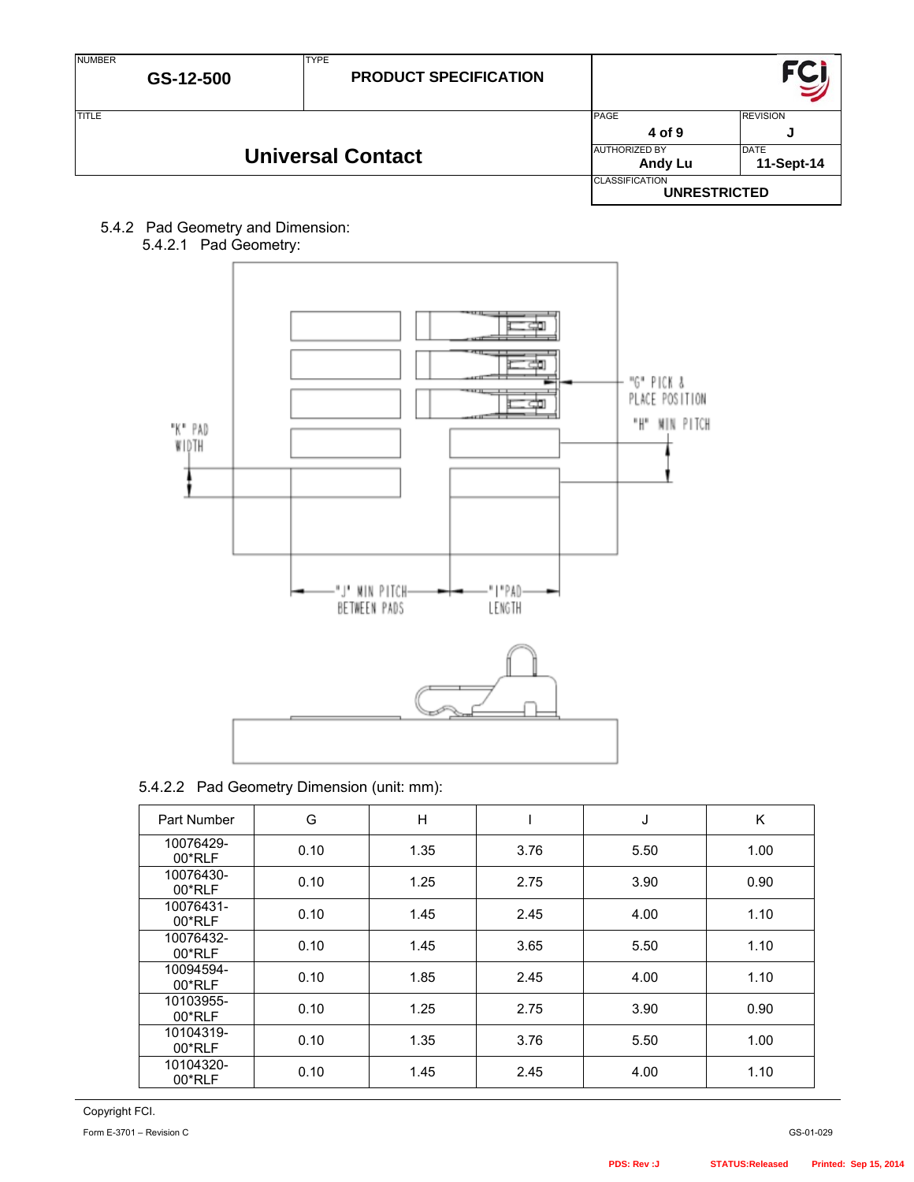5.4.2 Pad Geometry and Dimension:

5.4.2.1 Pad Geometry:

"G" PICK & PLACE POSITION

"H" MIN PITCH

"K" PAD WIDTH

"J" MIN PITCH BETWEEN PADS

"I" PAD LENGTH

5.4.2.2 Pad Geometry Dimension (unit: mm):

| Part Number | G | H | I | J | K |
|---|---|---|---|---|---|
| 10076429-00*RLF | 0.10 | 1.35 | 3.76 | 5.50 | 1.00 |
| 10076430-00*RLF | 0.10 | 1.25 | 2.75 | 3.90 | 0.90 |
| 10076431-00*RLF | 0.10 | 1.45 | 2.45 | 4.00 | 1.10 |
| 10076432-00*RLF | 0.10 | 1.45 | 3.65 | 5.50 | 1.10 |
| 10094594-00*RLF | 0.10 | 1.85 | 2.45 | 4.00 | 1.10 |
| 10103955-00*RLF | 0.10 | 1.25 | 2.75 | 3.90 | 0.90 |
| 10104319-00*RLF | 0.10 | 1.35 | 3.76 | 5.50 | 1.00 |
| 10104320-00*RLF | 0.10 | 1.45 | 2.45 | 4.00 | 1.10 |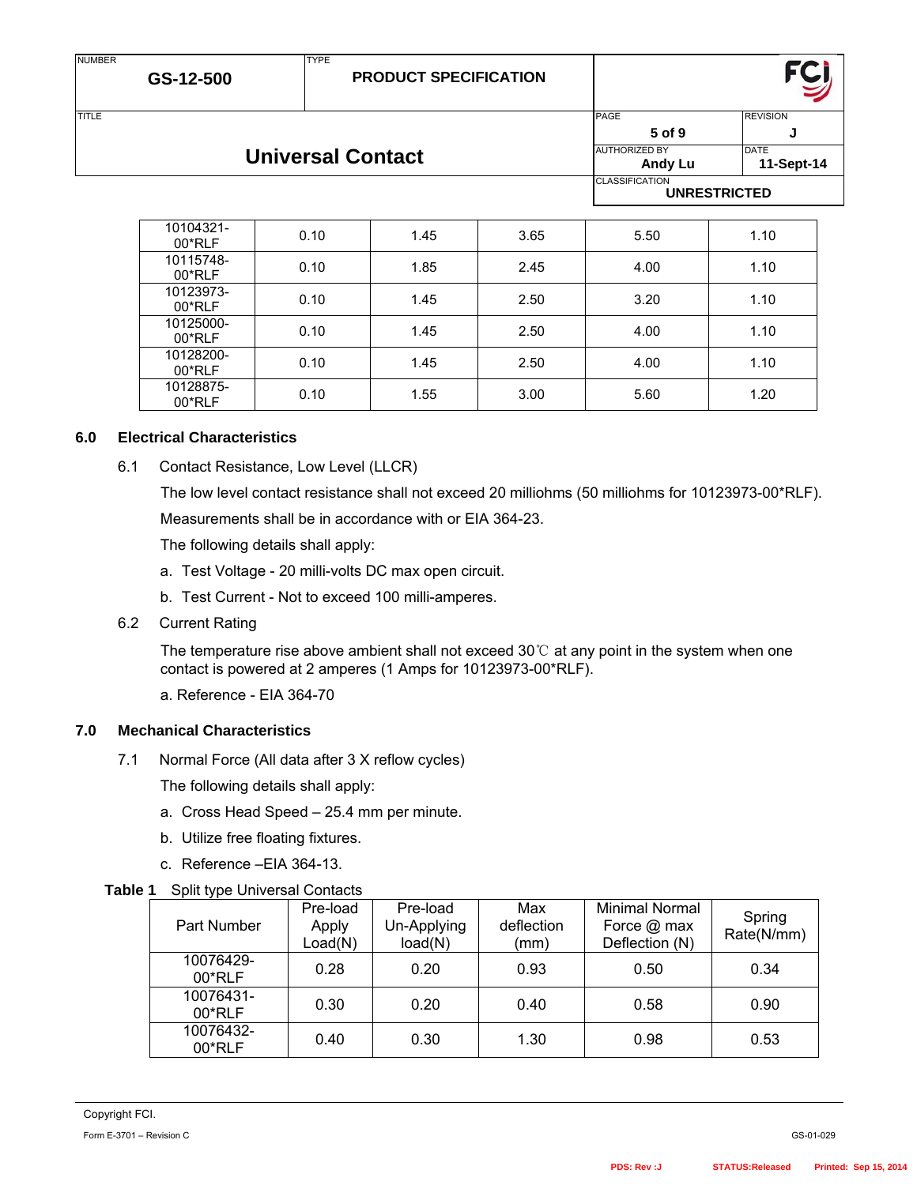| | | | | | |
|---|---|---|---|---|---|
| 10104321-00*RLF | 0.10 | 1.45 | 3.65 | 5.50 | 1.10 |
| 10115748-00*RLF | 0.10 | 1.85 | 2.45 | 4.00 | 1.10 |
| 10123973-00*RLF | 0.10 | 1.45 | 2.50 | 3.20 | 1.10 |
| 10125000-00*RLF | 0.10 | 1.45 | 2.50 | 4.00 | 1.10 |
| 10128200-00*RLF | 0.10 | 1.45 | 2.50 | 4.00 | 1.10 |
| 10128875-00*RLF | 0.10 | 1.55 | 3.00 | 5.60 | 1.20 |

## 6.0 Electrical Characteristics

6.1 Contact Resistance, Low Level (LLCR)

The low level contact resistance shall not exceed 20 milliohms (50 milliohms for 10123973-00*RLF).

Measurements shall be in accordance with or EIA 364-23.

The following details shall apply:

a. Test Voltage - 20 milli-volts DC max open circuit.

b. Test Current - Not to exceed 100 milli-amperes.

6.2 Current Rating

The temperature rise above ambient shall not exceed 30℃ at any point in the system when one contact is powered at 2 amperes (1 Amps for 10123973-00*RLF).

a. Reference - EIA 364-70

## 7.0 Mechanical Characteristics

7.1 Normal Force (All data after 3 X reflow cycles)

The following details shall apply:

a. Cross Head Speed – 25.4 mm per minute.

b. Utilize free floating fixtures.

c. Reference –EIA 364-13.

**Table 1** Split type Universal Contacts

| Part Number | Pre-load Apply Load(N) | Pre-load Un-Applying load(N) | Max deflection (mm) | Minimal Normal Force @ max Deflection (N) | Spring Rate(N/mm) |
|---|---|---|---|---|---|
| 10076429-00*RLF | 0.28 | 0.20 | 0.93 | 0.50 | 0.34 |
| 10076431-00*RLF | 0.30 | 0.20 | 0.40 | 0.58 | 0.90 |
| 10076432-00*RLF | 0.40 | 0.30 | 1.30 | 0.98 | 0.53 |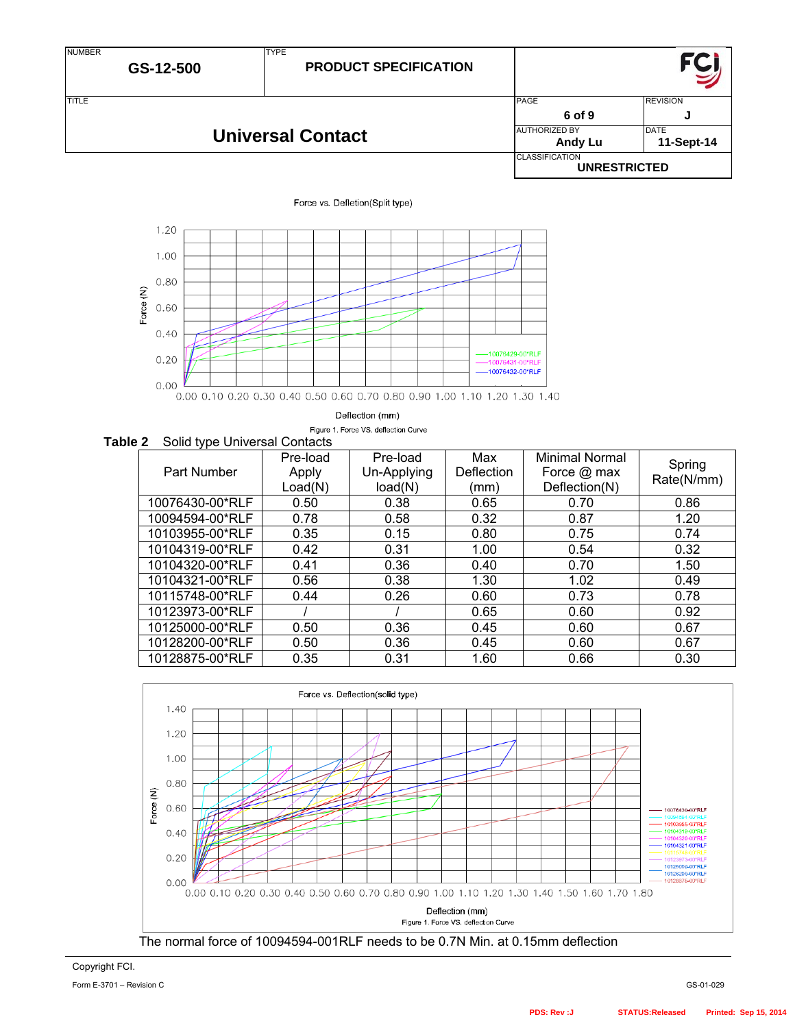Force vs. Defletion(Split type)

Figure 1. Force VS. deflection Curve

**Table 2** Solid type Universal Contacts

| Part Number | Pre-load Apply Load(N) | Pre-load Un-Applying load(N) | Max Deflection (mm) | Minimal Normal Force @ max Deflection(N) | Spring Rate(N/mm) |
|---|---|---|---|---|---|
| 10076430-00*RLF | 0.50 | 0.38 | 0.65 | 0.70 | 0.86 |
| 10094594-00*RLF | 0.78 | 0.58 | 0.32 | 0.87 | 1.20 |
| 10103955-00*RLF | 0.35 | 0.15 | 0.80 | 0.75 | 0.74 |
| 10104319-00*RLF | 0.42 | 0.31 | 1.00 | 0.54 | 0.32 |
| 10104320-00*RLF | 0.41 | 0.36 | 0.40 | 0.70 | 1.50 |
| 10104321-00*RLF | 0.56 | 0.38 | 1.30 | 1.02 | 0.49 |
| 10115748-00*RLF | 0.44 | 0.26 | 0.60 | 0.73 | 0.78 |
| 10123973-00*RLF | / | / | 0.65 | 0.60 | 0.92 |
| 10125000-00*RLF | 0.50 | 0.36 | 0.45 | 0.60 | 0.67 |
| 10128200-00*RLF | 0.50 | 0.36 | 0.45 | 0.60 | 0.67 |
| 10128875-00*RLF | 0.35 | 0.31 | 1.60 | 0.66 | 0.30 |

Force vs. Deflection(solid type)

Figure 1. Force VS. deflection Curve

The normal force of 10094594-001RLF needs to be 0.7N Min. at 0.15mm deflection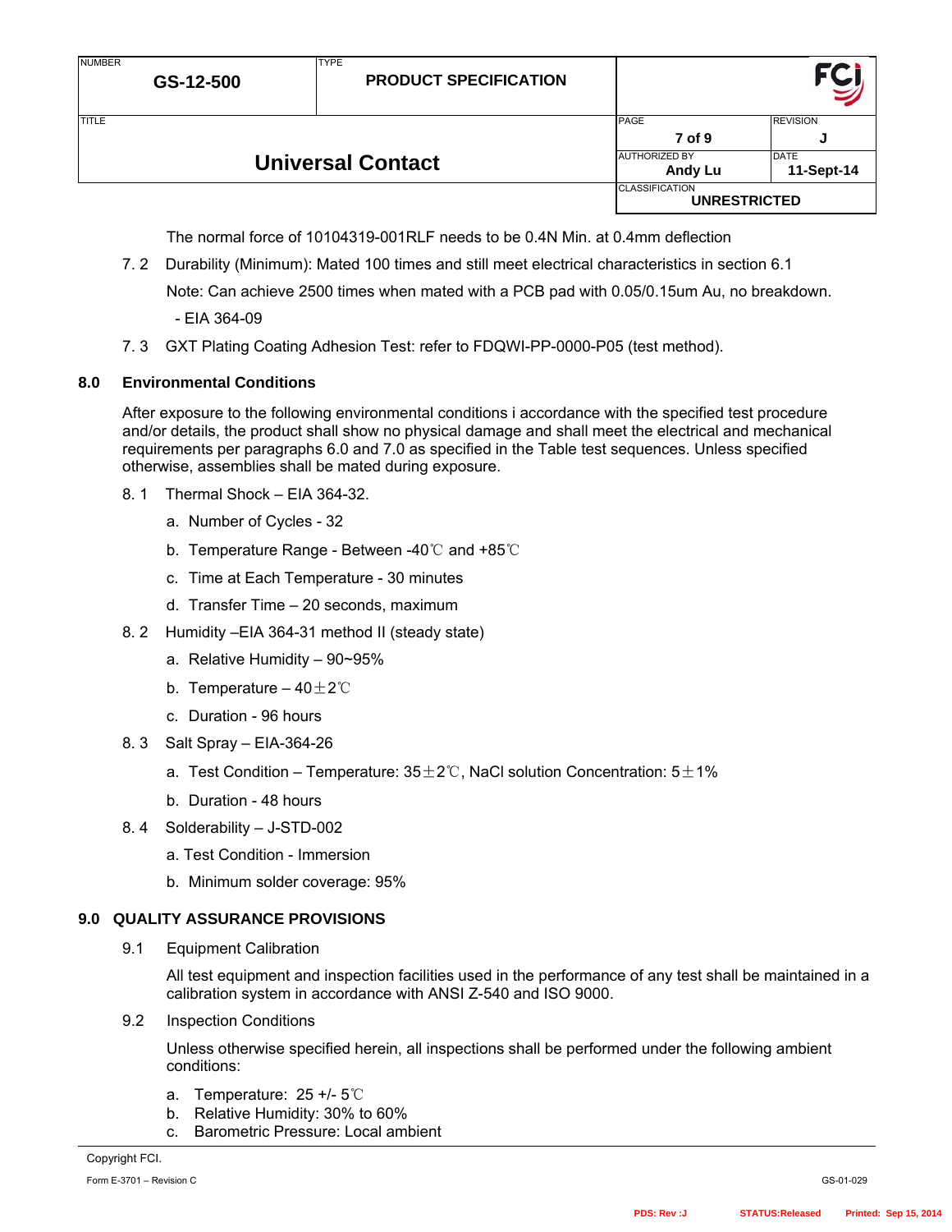The normal force of 10104319-001RLF needs to be 0.4N Min. at 0.4mm deflection

7. 2 Durability (Minimum): Mated 100 times and still meet electrical characteristics in section 6.1

Note: Can achieve 2500 times when mated with a PCB pad with 0.05/0.15um Au, no breakdown.

- EIA 364-09

7. 3 GXT Plating Coating Adhesion Test: refer to FDQWI-PP-0000-P05 (test method).

## 8.0 Environmental Conditions

After exposure to the following environmental conditions i accordance with the specified test procedure and/or details, the product shall show no physical damage and shall meet the electrical and mechanical requirements per paragraphs 6.0 and 7.0 as specified in the Table test sequences. Unless specified otherwise, assemblies shall be mated during exposure.

8. 1 Thermal Shock – EIA 364-32.

a. Number of Cycles - 32

b. Temperature Range - Between -40℃ and +85℃

c. Time at Each Temperature - 30 minutes

d. Transfer Time – 20 seconds, maximum

8. 2 Humidity –EIA 364-31 method II (steady state)

a. Relative Humidity – 90~95%

b. Temperature – 40±2℃

c. Duration - 96 hours

8. 3 Salt Spray – EIA-364-26

a. Test Condition – Temperature: 35±2℃, NaCl solution Concentration: 5±1%

b. Duration - 48 hours

8. 4 Solderability – J-STD-002

a. Test Condition - Immersion

b. Minimum solder coverage: 95%

## 9.0 QUALITY ASSURANCE PROVISIONS

9.1 Equipment Calibration

All test equipment and inspection facilities used in the performance of any test shall be maintained in a calibration system in accordance with ANSI Z-540 and ISO 9000.

9.2 Inspection Conditions

Unless otherwise specified herein, all inspections shall be performed under the following ambient conditions:

a. Temperature: 25 +/- 5℃
b. Relative Humidity: 30% to 60%
c. Barometric Pressure: Local ambient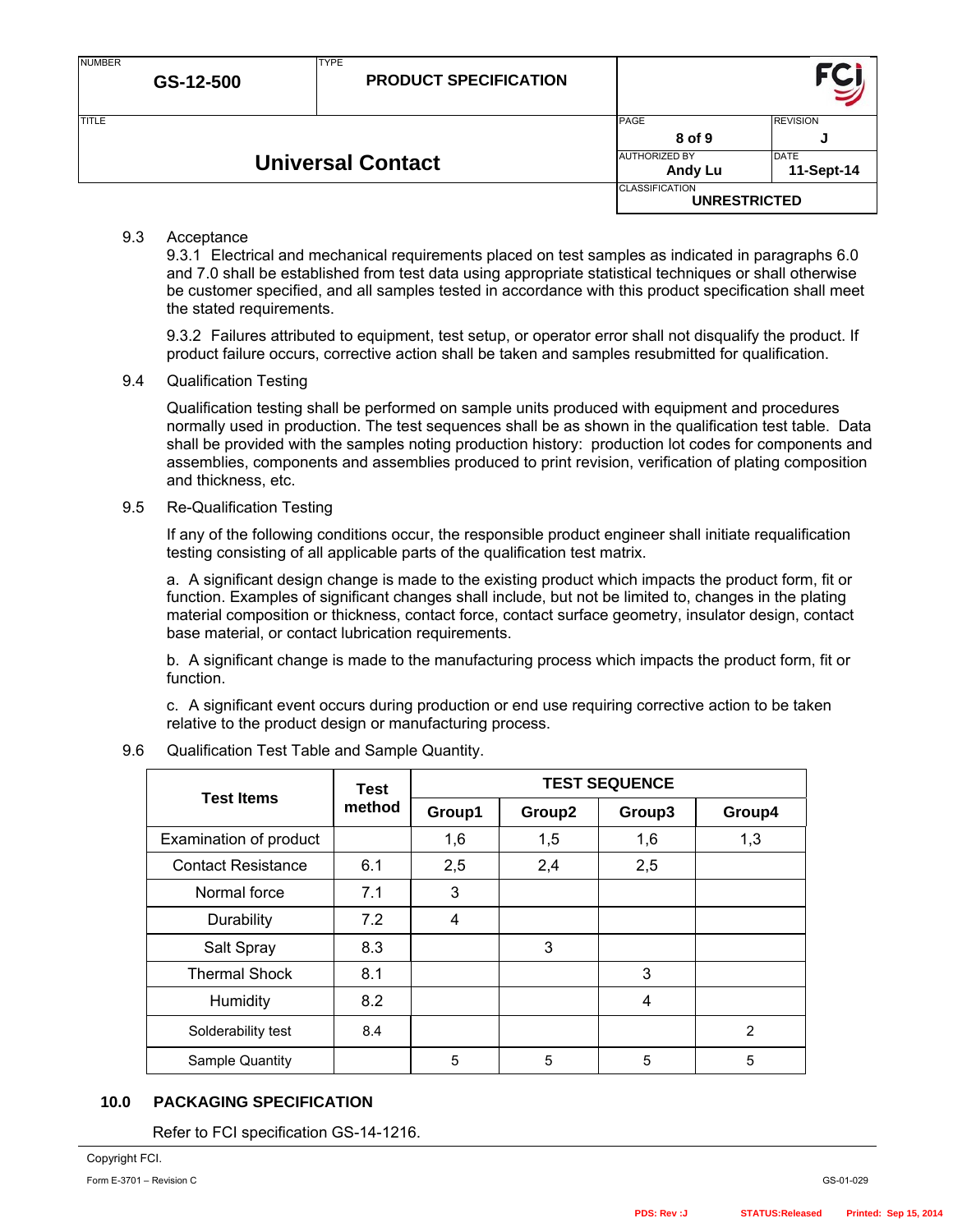9.3 Acceptance

9.3.1 Electrical and mechanical requirements placed on test samples as indicated in paragraphs 6.0 and 7.0 shall be established from test data using appropriate statistical techniques or shall otherwise be customer specified, and all samples tested in accordance with this product specification shall meet the stated requirements.

9.3.2 Failures attributed to equipment, test setup, or operator error shall not disqualify the product. If product failure occurs, corrective action shall be taken and samples resubmitted for qualification.

9.4 Qualification Testing

Qualification testing shall be performed on sample units produced with equipment and procedures normally used in production. The test sequences shall be as shown in the qualification test table. Data shall be provided with the samples noting production history: production lot codes for components and assemblies, components and assemblies produced to print revision, verification of plating composition and thickness, etc.

9.5 Re-Qualification Testing

If any of the following conditions occur, the responsible product engineer shall initiate requalification testing consisting of all applicable parts of the qualification test matrix.

a. A significant design change is made to the existing product which impacts the product form, fit or function. Examples of significant changes shall include, but not be limited to, changes in the plating material composition or thickness, contact force, contact surface geometry, insulator design, contact base material, or contact lubrication requirements.

b. A significant change is made to the manufacturing process which impacts the product form, fit or function.

c. A significant event occurs during production or end use requiring corrective action to be taken relative to the product design or manufacturing process.

9.6 Qualification Test Table and Sample Quantity.

| Test Items | Test method | TEST SEQUENCE | | | |
|---|---|---|---|---|---|
| | | Group1 | Group2 | Group3 | Group4 |
| Examination of product | | 1,6 | 1,5 | 1,6 | 1,3 |
| Contact Resistance | 6.1 | 2,5 | 2,4 | 2,5 | |
| Normal force | 7.1 | 3 | | | |
| Durability | 7.2 | 4 | | | |
| Salt Spray | 8.3 | | 3 | | |
| Thermal Shock | 8.1 | | | 3 | |
| Humidity | 8.2 | | | 4 | |
| Solderability test | 8.4 | | | | 2 |
| Sample Quantity | | 5 | 5 | 5 | 5 |

## 10.0 PACKAGING SPECIFICATION

Refer to FCI specification GS-14-1216.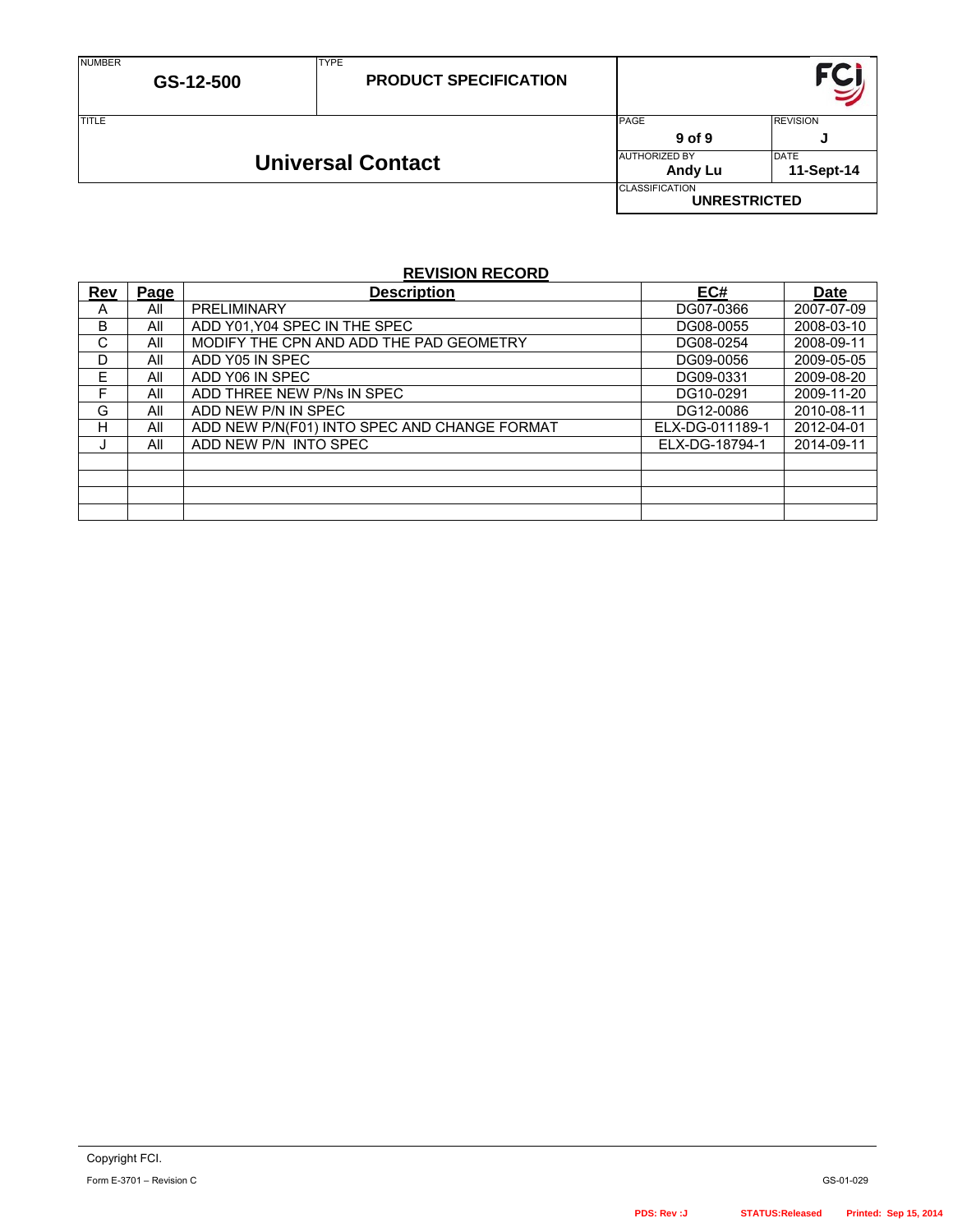## REVISION RECORD

| Rev | Page | Description | EC# | Date |
|---|---|---|---|---|
| A | All | PRELIMINARY | DG07-0366 | 2007-07-09 |
| B | All | ADD Y01,Y04 SPEC IN THE SPEC | DG08-0055 | 2008-03-10 |
| C | All | MODIFY THE CPN AND ADD THE PAD GEOMETRY | DG08-0254 | 2008-09-11 |
| D | All | ADD Y05 IN SPEC | DG09-0056 | 2009-05-05 |
| E | All | ADD Y06 IN SPEC | DG09-0331 | 2009-08-20 |
| F | All | ADD THREE NEW P/Ns IN SPEC | DG10-0291 | 2009-11-20 |
| G | All | ADD NEW P/N IN SPEC | DG12-0086 | 2010-08-11 |
| H | All | ADD NEW P/N(F01) INTO SPEC AND CHANGE FORMAT | ELX-DG-011189-1 | 2012-04-01 |
| J | All | ADD NEW P/N INTO SPEC | ELX-DG-18794-1 | 2014-09-11 |
| | | | | |
| | | | | |
| | | | | |
| | | | | |